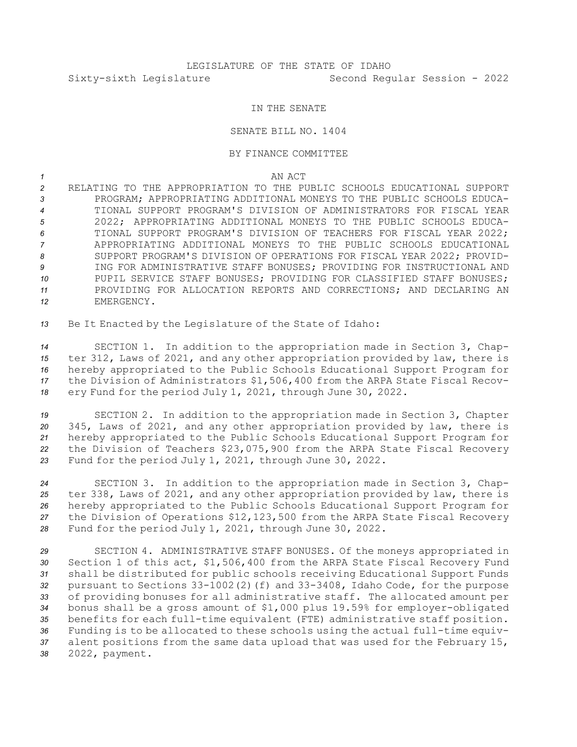LEGISLATURE OF THE STATE OF IDAHO

Sixty-sixth Legislature Second Regular Session - 2022

IN THE SENATE

SENATE BILL NO. 1404

BY FINANCE COMMITTEE

AN ACT

RELATING TO THE APPROPRIATION TO THE PUBLIC SCHOOLS EDUCATIONAL SUPPORT PROGRAM; APPROPRIATING ADDITIONAL MONEYS TO THE PUBLIC SCHOOLS EDUCATIONAL SUPPORT PROGRAM'S DIVISION OF ADMINISTRATORS FOR FISCAL YEAR 2022; APPROPRIATING ADDITIONAL MONEYS TO THE PUBLIC SCHOOLS EDUCATIONAL SUPPORT PROGRAM'S DIVISION OF TEACHERS FOR FISCAL YEAR 2022; APPROPRIATING ADDITIONAL MONEYS TO THE PUBLIC SCHOOLS EDUCATIONAL SUPPORT PROGRAM'S DIVISION OF OPERATIONS FOR FISCAL YEAR 2022; PROVIDING FOR ADMINISTRATIVE STAFF BONUSES; PROVIDING FOR INSTRUCTIONAL AND PUPIL SERVICE STAFF BONUSES; PROVIDING FOR CLASSIFIED STAFF BONUSES; PROVIDING FOR ALLOCATION REPORTS AND CORRECTIONS; AND DECLARING AN EMERGENCY.

Be It Enacted by the Legislature of the State of Idaho:

SECTION 1. In addition to the appropriation made in Section 3, Chapter 312, Laws of 2021, and any other appropriation provided by law, there is hereby appropriated to the Public Schools Educational Support Program for the Division of Administrators $1,506,400 from the ARPA State Fiscal Recovery Fund for the period July 1, 2021, through June 30, 2022.

SECTION 2. In addition to the appropriation made in Section 3, Chapter 345, Laws of 2021, and any other appropriation provided by law, there is hereby appropriated to the Public Schools Educational Support Program for the Division of Teachers $23,075,900 from the ARPA State Fiscal Recovery Fund for the period July 1, 2021, through June 30, 2022.

SECTION 3. In addition to the appropriation made in Section 3, Chapter 338, Laws of 2021, and any other appropriation provided by law, there is hereby appropriated to the Public Schools Educational Support Program for the Division of Operations $12,123,500 from the ARPA State Fiscal Recovery Fund for the period July 1, 2021, through June 30, 2022.

SECTION 4. ADMINISTRATIVE STAFF BONUSES. Of the moneys appropriated in Section 1 of this act, $1,506,400 from the ARPA State Fiscal Recovery Fund shall be distributed for public schools receiving Educational Support Funds pursuant to Sections 33-1002(2)(f) and 33-3408, Idaho Code, for the purpose of providing bonuses for all administrative staff. The allocated amount per bonus shall be a gross amount of $1,000 plus 19.59% for employer-obligated benefits for each full-time equivalent (FTE) administrative staff position. Funding is to be allocated to these schools using the actual full-time equivalent positions from the same data upload that was used for the February 15, 2022, payment.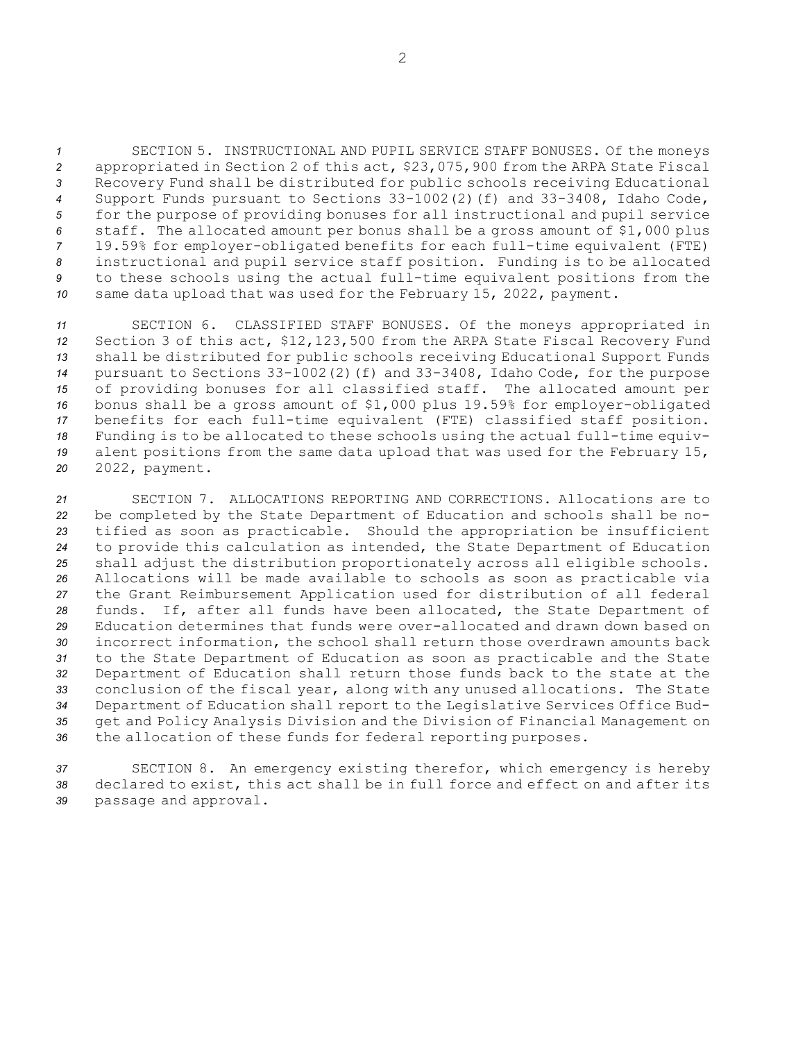SECTION 5. INSTRUCTIONAL AND PUPIL SERVICE STAFF BONUSES. Of the moneys appropriated in Section 2 of this act, $23,075,900 from the ARPA State Fiscal Recovery Fund shall be distributed for public schools receiving Educational Support Funds pursuant to Sections 33-1002(2)(f) and 33-3408, Idaho Code, for the purpose of providing bonuses for all instructional and pupil service staff. The allocated amount per bonus shall be a gross amount of $1,000 plus 19.59% for employer-obligated benefits for each full-time equivalent (FTE) instructional and pupil service staff position. Funding is to be allocated to these schools using the actual full-time equivalent positions from the same data upload that was used for the February 15, 2022, payment.

SECTION 6. CLASSIFIED STAFF BONUSES. Of the moneys appropriated in Section 3 of this act, $12,123,500 from the ARPA State Fiscal Recovery Fund shall be distributed for public schools receiving Educational Support Funds pursuant to Sections 33-1002(2)(f) and 33-3408, Idaho Code, for the purpose of providing bonuses for all classified staff. The allocated amount per bonus shall be a gross amount of $1,000 plus 19.59% for employer-obligated benefits for each full-time equivalent (FTE) classified staff position. Funding is to be allocated to these schools using the actual full-time equivalent positions from the same data upload that was used for the February 15, 2022, payment.

SECTION 7. ALLOCATIONS REPORTING AND CORRECTIONS. Allocations are to be completed by the State Department of Education and schools shall be notified as soon as practicable. Should the appropriation be insufficient to provide this calculation as intended, the State Department of Education shall adjust the distribution proportionately across all eligible schools. Allocations will be made available to schools as soon as practicable via the Grant Reimbursement Application used for distribution of all federal funds. If, after all funds have been allocated, the State Department of Education determines that funds were over-allocated and drawn down based on incorrect information, the school shall return those overdrawn amounts back to the State Department of Education as soon as practicable and the State Department of Education shall return those funds back to the state at the conclusion of the fiscal year, along with any unused allocations. The State Department of Education shall report to the Legislative Services Office Budget and Policy Analysis Division and the Division of Financial Management on the allocation of these funds for federal reporting purposes.

SECTION 8. An emergency existing therefor, which emergency is hereby declared to exist, this act shall be in full force and effect on and after its passage and approval.